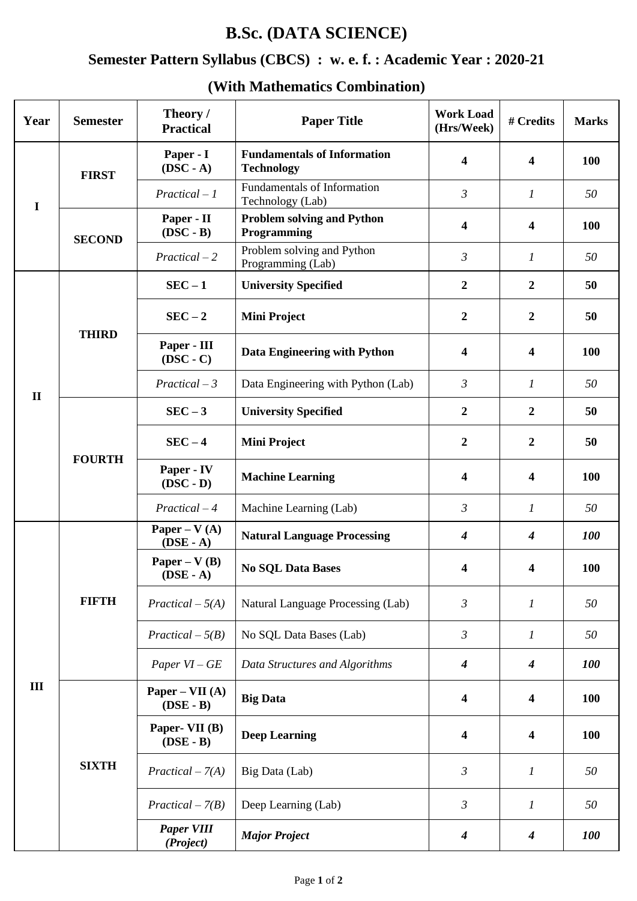# B.Sc. (DATA SCIENCE)

## Semester Pattern Syllabus (CBCS) : w. e. f. : Academic Year : 2020-21

## (With Mathematics Combination)

| Year | Semester | Theory / Practical | Paper Title | Work Load (Hrs/Week) | # Credits | Marks |
|---|---|---|---|---|---|---|
| I | FIRST | **Paper - I (DSC - A)** | **Fundamentals of Information Technology** | **4** | **4** | **100** |
| | | *Practical – 1* | Fundamentals of Information Technology (Lab) | *3* | *1* | *50* |
| | SECOND | **Paper - II (DSC - B)** | **Problem solving and Python Programming** | **4** | **4** | **100** |
| | | *Practical – 2* | Problem solving and Python Programming (Lab) | *3* | *1* | *50* |
| II | THIRD | **SEC – 1** | **University Specified** | **2** | **2** | **50** |
| | | **SEC – 2** | **Mini Project** | **2** | **2** | **50** |
| | | **Paper - III (DSC - C)** | **Data Engineering with Python** | **4** | **4** | **100** |
| | | *Practical – 3* | Data Engineering with Python (Lab) | *3* | *1* | *50* |
| | FOURTH | **SEC – 3** | **University Specified** | **2** | **2** | **50** |
| | | **SEC – 4** | **Mini Project** | **2** | **2** | **50** |
| | | **Paper - IV (DSC - D)** | **Machine Learning** | **4** | **4** | **100** |
| | | *Practical – 4* | Machine Learning (Lab) | *3* | *1* | *50* |
| III | FIFTH | **Paper – V (A) (DSE - A)** | **Natural Language Processing** | ***4*** | ***4*** | ***100*** |
| | | **Paper – V (B) (DSE - A)** | **No SQL Data Bases** | **4** | **4** | **100** |
| | | *Practical – 5(A)* | Natural Language Processing (Lab) | *3* | *1* | *50* |
| | | *Practical – 5(B)* | No SQL Data Bases (Lab) | *3* | *1* | *50* |
| | | *Paper VI – GE* | *Data Structures and Algorithms* | ***4*** | ***4*** | ***100*** |
| | SIXTH | **Paper – VII (A) (DSE - B)** | **Big Data** | **4** | **4** | **100** |
| | | **Paper- VII (B) (DSE - B)** | **Deep Learning** | **4** | **4** | **100** |
| | | *Practical – 7(A)* | Big Data (Lab) | *3* | *1* | *50* |
| | | *Practical – 7(B)* | Deep Learning (Lab) | *3* | *1* | *50* |
| | | ***Paper VIII (Project)*** | ***Major Project*** | ***4*** | ***4*** | ***100*** |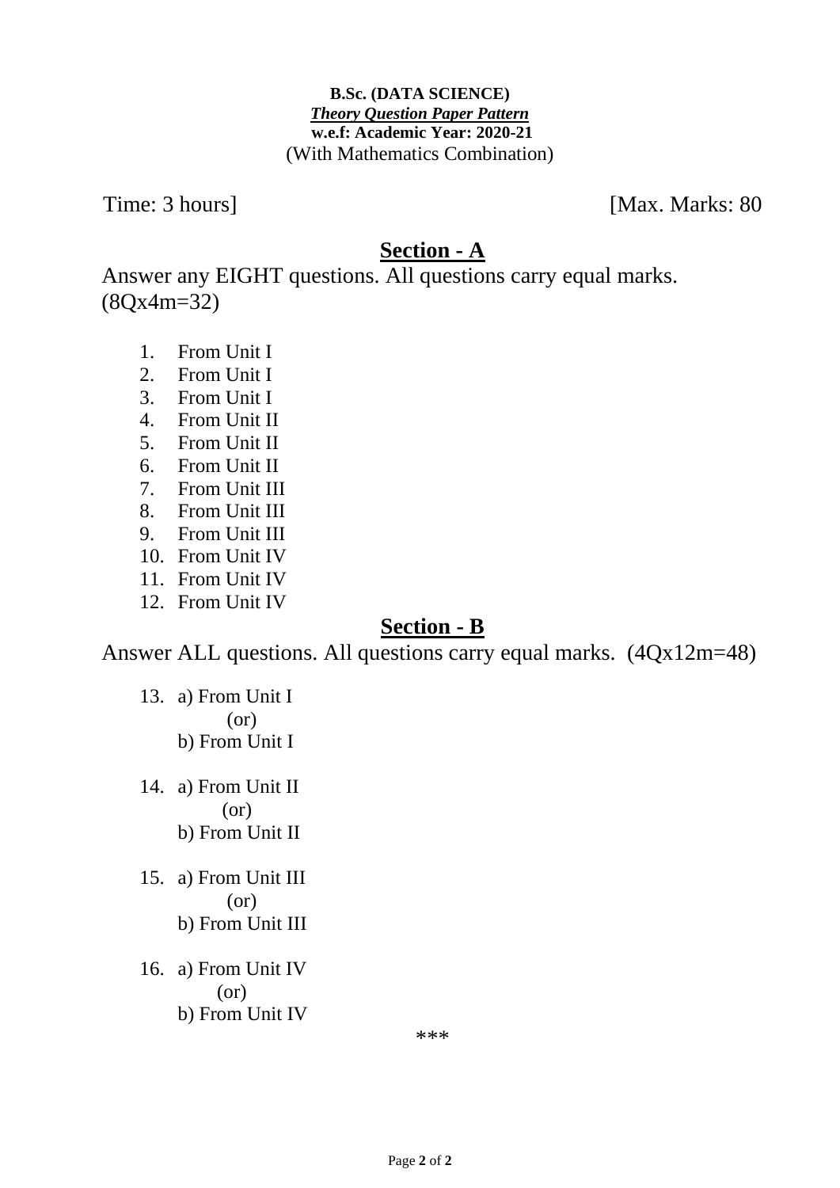**B.Sc. (DATA SCIENCE)**
***Theory Question Paper Pattern***
**w.e.f: Academic Year: 2020-21**
(With Mathematics Combination)

Time: 3 hours] [Max. Marks: 80

## Section - A

Answer any EIGHT questions. All questions carry equal marks. (8Qx4m=32)

1. From Unit I
2. From Unit I
3. From Unit I
4. From Unit II
5. From Unit II
6. From Unit II
7. From Unit III
8. From Unit III
9. From Unit III
10. From Unit IV
11. From Unit IV
12. From Unit IV

## Section - B

Answer ALL questions. All questions carry equal marks. (4Qx12m=48)

13. a) From Unit I
    (or)
    b) From Unit I

14. a) From Unit II
    (or)
    b) From Unit II

15. a) From Unit III
    (or)
    b) From Unit III

16. a) From Unit IV
    (or)
    b) From Unit IV

***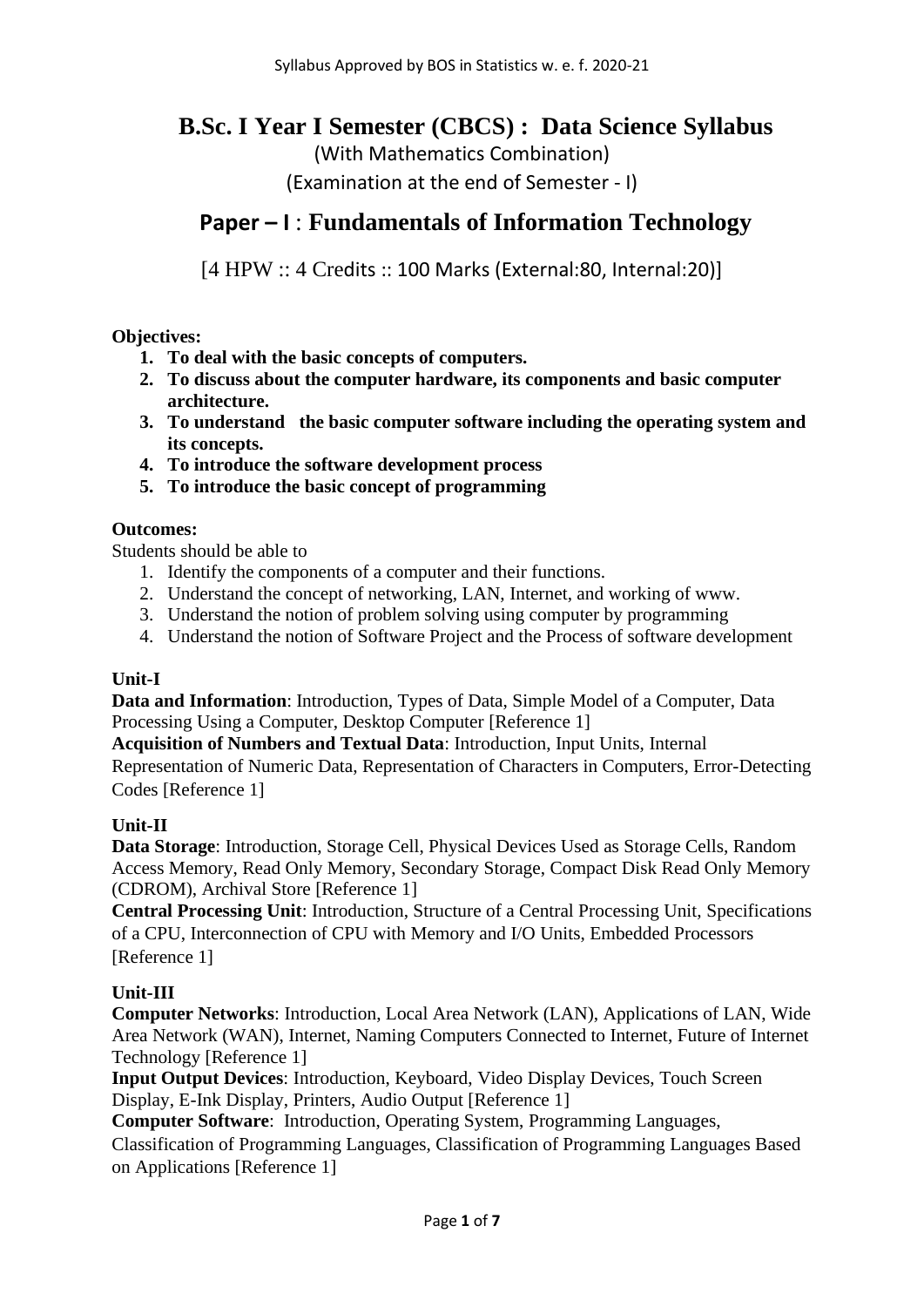# B.Sc. I Year I Semester (CBCS) : Data Science Syllabus

(With Mathematics Combination)

(Examination at the end of Semester - I)

## Paper – I : Fundamentals of Information Technology

[4 HPW :: 4 Credits :: 100 Marks (External:80, Internal:20)]

**Objectives:**

1. **To deal with the basic concepts of computers.**
2. **To discuss about the computer hardware, its components and basic computer architecture.**
3. **To understand the basic computer software including the operating system and its concepts.**
4. **To introduce the software development process**
5. **To introduce the basic concept of programming**

**Outcomes:**

Students should be able to

1. Identify the components of a computer and their functions.
2. Understand the concept of networking, LAN, Internet, and working of www.
3. Understand the notion of problem solving using computer by programming
4. Understand the notion of Software Project and the Process of software development

**Unit-I**

**Data and Information**: Introduction, Types of Data, Simple Model of a Computer, Data Processing Using a Computer, Desktop Computer [Reference 1]

**Acquisition of Numbers and Textual Data**: Introduction, Input Units, Internal Representation of Numeric Data, Representation of Characters in Computers, Error-Detecting Codes [Reference 1]

**Unit-II**

**Data Storage**: Introduction, Storage Cell, Physical Devices Used as Storage Cells, Random Access Memory, Read Only Memory, Secondary Storage, Compact Disk Read Only Memory (CDROM), Archival Store [Reference 1]

**Central Processing Unit**: Introduction, Structure of a Central Processing Unit, Specifications of a CPU, Interconnection of CPU with Memory and I/O Units, Embedded Processors [Reference 1]

**Unit-III**

**Computer Networks**: Introduction, Local Area Network (LAN), Applications of LAN, Wide Area Network (WAN), Internet, Naming Computers Connected to Internet, Future of Internet Technology [Reference 1]

**Input Output Devices**: Introduction, Keyboard, Video Display Devices, Touch Screen Display, E-Ink Display, Printers, Audio Output [Reference 1]

**Computer Software**: Introduction, Operating System, Programming Languages, Classification of Programming Languages, Classification of Programming Languages Based on Applications [Reference 1]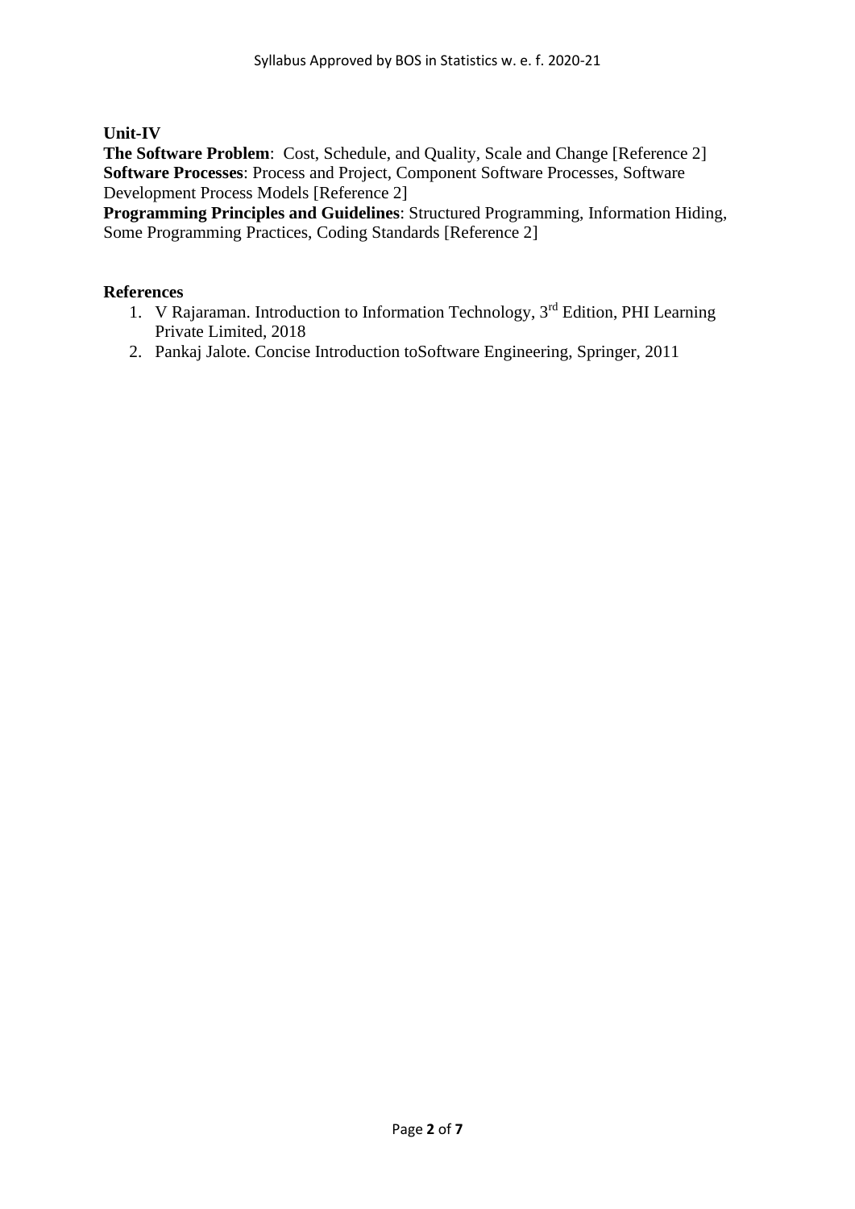**Unit-IV**

**The Software Problem**: Cost, Schedule, and Quality, Scale and Change [Reference 2]
**Software Processes**: Process and Project, Component Software Processes, Software Development Process Models [Reference 2]
**Programming Principles and Guidelines**: Structured Programming, Information Hiding, Some Programming Practices, Coding Standards [Reference 2]

**References**

1. V Rajaraman. Introduction to Information Technology, 3rd Edition, PHI Learning Private Limited, 2018
2. Pankaj Jalote. Concise Introduction toSoftware Engineering, Springer, 2011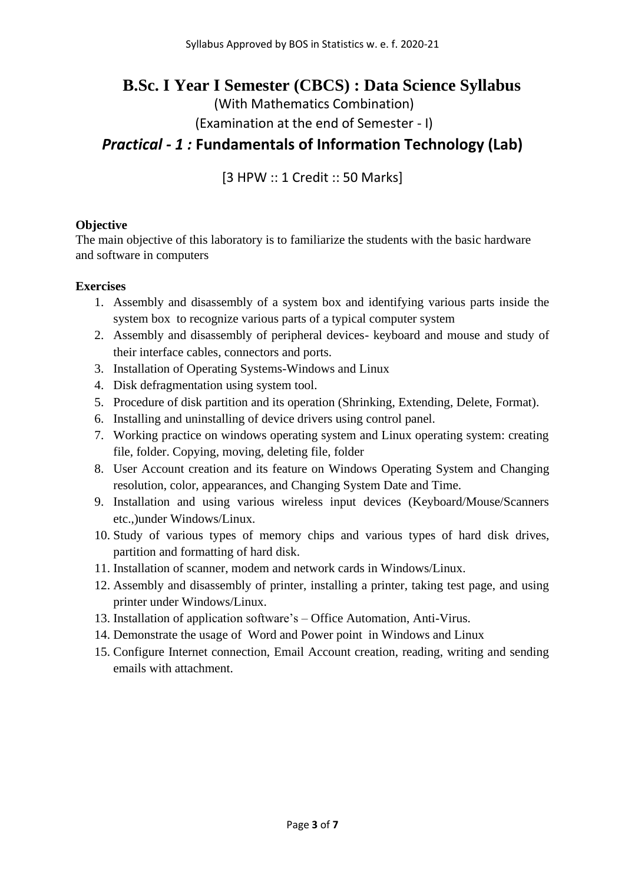# B.Sc. I Year I Semester (CBCS) : Data Science Syllabus

(With Mathematics Combination)

(Examination at the end of Semester - I)

## *Practical - 1 :* Fundamentals of Information Technology (Lab)

[3 HPW :: 1 Credit :: 50 Marks]

**Objective**

The main objective of this laboratory is to familiarize the students with the basic hardware and software in computers

**Exercises**

1. Assembly and disassembly of a system box and identifying various parts inside the system box to recognize various parts of a typical computer system
2. Assembly and disassembly of peripheral devices- keyboard and mouse and study of their interface cables, connectors and ports.
3. Installation of Operating Systems-Windows and Linux
4. Disk defragmentation using system tool.
5. Procedure of disk partition and its operation (Shrinking, Extending, Delete, Format).
6. Installing and uninstalling of device drivers using control panel.
7. Working practice on windows operating system and Linux operating system: creating file, folder. Copying, moving, deleting file, folder
8. User Account creation and its feature on Windows Operating System and Changing resolution, color, appearances, and Changing System Date and Time.
9. Installation and using various wireless input devices (Keyboard/Mouse/Scanners etc.,)under Windows/Linux.
10. Study of various types of memory chips and various types of hard disk drives, partition and formatting of hard disk.
11. Installation of scanner, modem and network cards in Windows/Linux.
12. Assembly and disassembly of printer, installing a printer, taking test page, and using printer under Windows/Linux.
13. Installation of application software's – Office Automation, Anti-Virus.
14. Demonstrate the usage of Word and Power point in Windows and Linux
15. Configure Internet connection, Email Account creation, reading, writing and sending emails with attachment.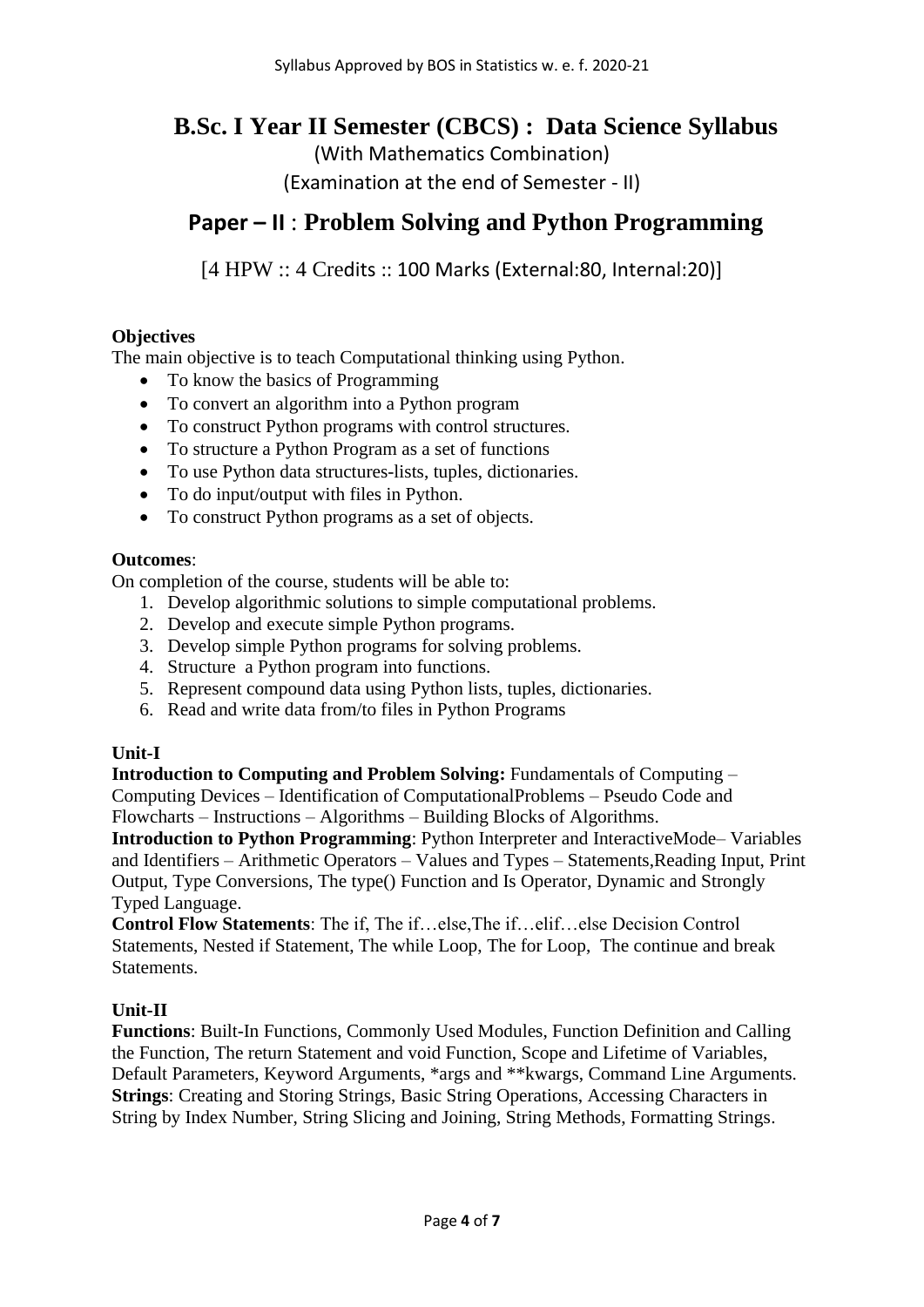# B.Sc. I Year II Semester (CBCS) : Data Science Syllabus

(With Mathematics Combination)

(Examination at the end of Semester - II)

## Paper – II : Problem Solving and Python Programming

[4 HPW :: 4 Credits :: 100 Marks (External:80, Internal:20)]

**Objectives**

The main objective is to teach Computational thinking using Python.

- To know the basics of Programming
- To convert an algorithm into a Python program
- To construct Python programs with control structures.
- To structure a Python Program as a set of functions
- To use Python data structures-lists, tuples, dictionaries.
- To do input/output with files in Python.
- To construct Python programs as a set of objects.

**Outcomes**:

On completion of the course, students will be able to:

1. Develop algorithmic solutions to simple computational problems.
2. Develop and execute simple Python programs.
3. Develop simple Python programs for solving problems.
4. Structure a Python program into functions.
5. Represent compound data using Python lists, tuples, dictionaries.
6. Read and write data from/to files in Python Programs

**Unit-I**

**Introduction to Computing and Problem Solving:** Fundamentals of Computing – Computing Devices – Identification of ComputationalProblems – Pseudo Code and Flowcharts – Instructions – Algorithms – Building Blocks of Algorithms.

**Introduction to Python Programming**: Python Interpreter and InteractiveMode– Variables and Identifiers – Arithmetic Operators – Values and Types – Statements,Reading Input, Print Output, Type Conversions, The type() Function and Is Operator, Dynamic and Strongly Typed Language.

**Control Flow Statements**: The if, The if…else,The if…elif…else Decision Control Statements, Nested if Statement, The while Loop, The for Loop, The continue and break Statements.

**Unit-II**

**Functions**: Built-In Functions, Commonly Used Modules, Function Definition and Calling the Function, The return Statement and void Function, Scope and Lifetime of Variables, Default Parameters, Keyword Arguments, *args and **kwargs, Command Line Arguments.

**Strings**: Creating and Storing Strings, Basic String Operations, Accessing Characters in String by Index Number, String Slicing and Joining, String Methods, Formatting Strings.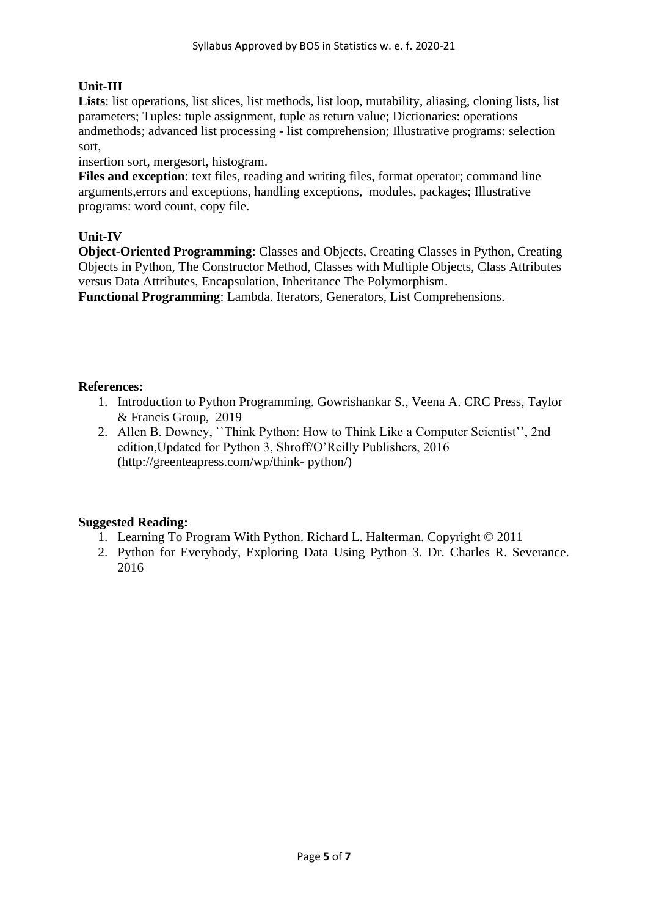**Unit-III**

**Lists**: list operations, list slices, list methods, list loop, mutability, aliasing, cloning lists, list parameters; Tuples: tuple assignment, tuple as return value; Dictionaries: operations andmethods; advanced list processing - list comprehension; Illustrative programs: selection sort,
insertion sort, mergesort, histogram.

**Files and exception**: text files, reading and writing files, format operator; command line arguments,errors and exceptions, handling exceptions, modules, packages; Illustrative programs: word count, copy file.

**Unit-IV**

**Object-Oriented Programming**: Classes and Objects, Creating Classes in Python, Creating Objects in Python, The Constructor Method, Classes with Multiple Objects, Class Attributes versus Data Attributes, Encapsulation, Inheritance The Polymorphism.

**Functional Programming**: Lambda. Iterators, Generators, List Comprehensions.

**References:**

1. Introduction to Python Programming. Gowrishankar S., Veena A. CRC Press, Taylor & Francis Group, 2019
2. Allen B. Downey, ``Think Python: How to Think Like a Computer Scientist'', 2nd edition,Updated for Python 3, Shroff/O'Reilly Publishers, 2016 (http://greenteapress.com/wp/think- python/)

**Suggested Reading:**

1. Learning To Program With Python. Richard L. Halterman. Copyright © 2011
2. Python for Everybody, Exploring Data Using Python 3. Dr. Charles R. Severance. 2016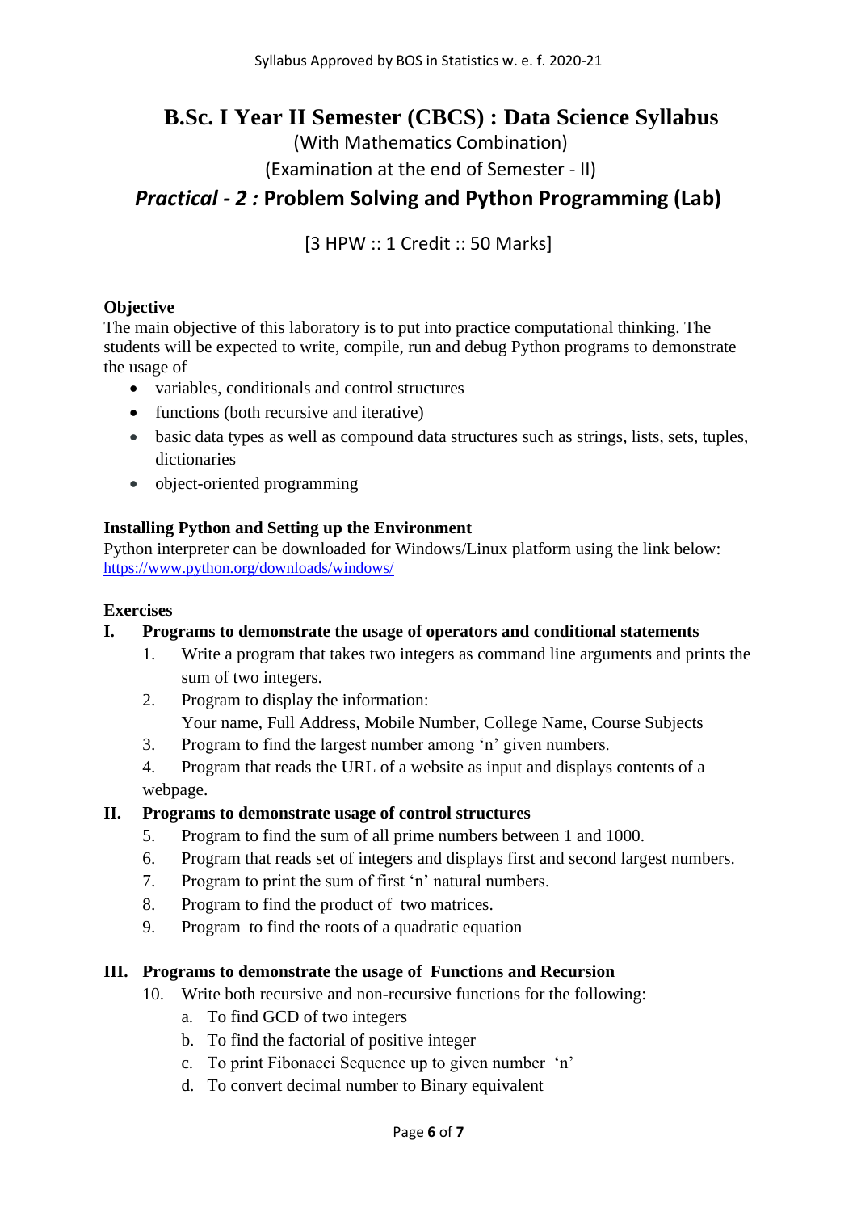# B.Sc. I Year II Semester (CBCS) : Data Science Syllabus

(With Mathematics Combination)

(Examination at the end of Semester - II)

## *Practical - 2 :* Problem Solving and Python Programming (Lab)

[3 HPW :: 1 Credit :: 50 Marks]

**Objective**

The main objective of this laboratory is to put into practice computational thinking. The students will be expected to write, compile, run and debug Python programs to demonstrate the usage of

- variables, conditionals and control structures
- functions (both recursive and iterative)
- basic data types as well as compound data structures such as strings, lists, sets, tuples, dictionaries
- object-oriented programming

**Installing Python and Setting up the Environment**

Python interpreter can be downloaded for Windows/Linux platform using the link below:
https://www.python.org/downloads/windows/

**Exercises**

**I. Programs to demonstrate the usage of operators and conditional statements**

1. Write a program that takes two integers as command line arguments and prints the sum of two integers.
2. Program to display the information:
   Your name, Full Address, Mobile Number, College Name, Course Subjects
3. Program to find the largest number among 'n' given numbers.
4. Program that reads the URL of a website as input and displays contents of a webpage.

**II. Programs to demonstrate usage of control structures**

5. Program to find the sum of all prime numbers between 1 and 1000.
6. Program that reads set of integers and displays first and second largest numbers.
7. Program to print the sum of first 'n' natural numbers.
8. Program to find the product of two matrices.
9. Program to find the roots of a quadratic equation

**III. Programs to demonstrate the usage of Functions and Recursion**

10. Write both recursive and non-recursive functions for the following:
    a. To find GCD of two integers
    b. To find the factorial of positive integer
    c. To print Fibonacci Sequence up to given number 'n'
    d. To convert decimal number to Binary equivalent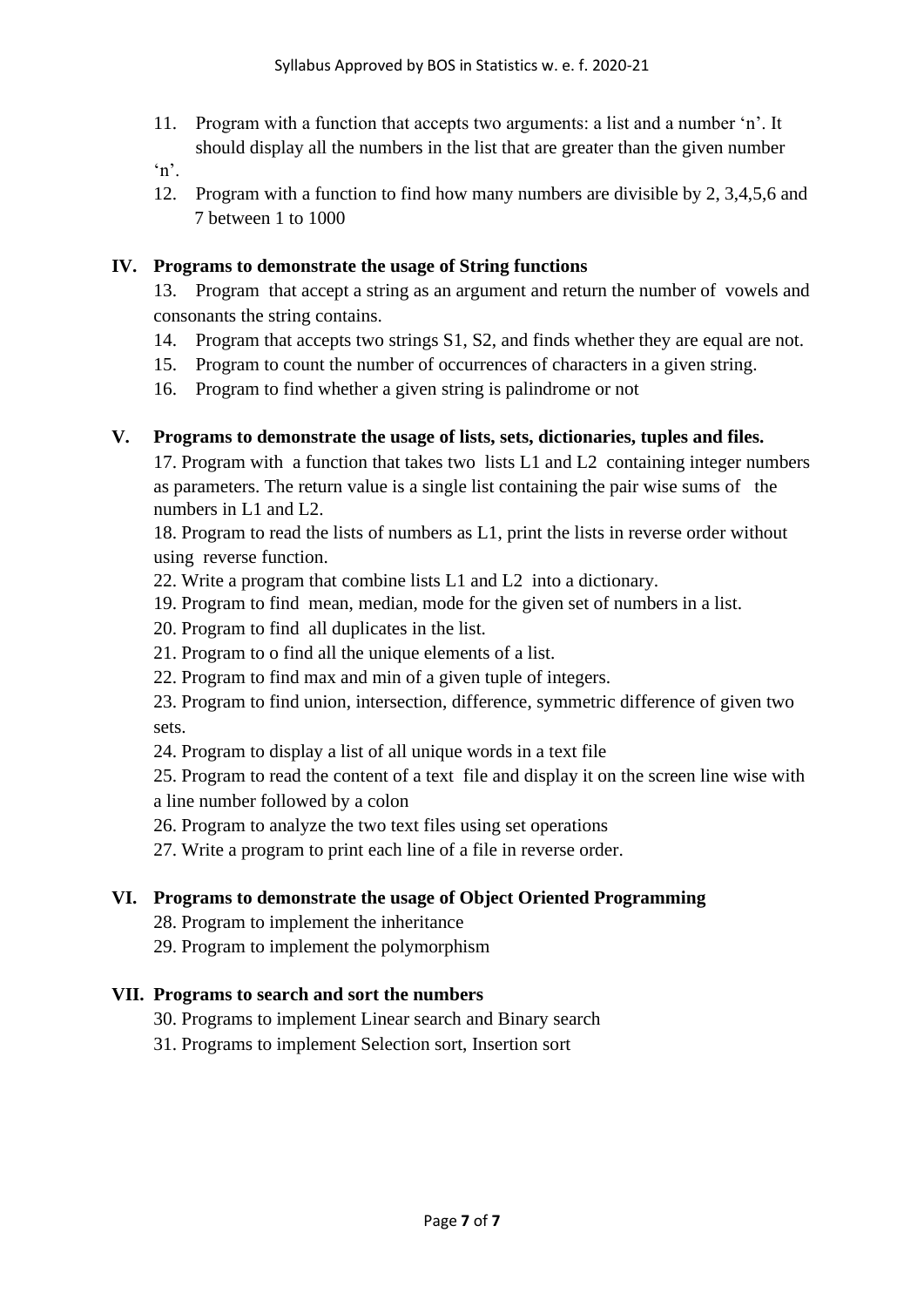11. Program with a function that accepts two arguments: a list and a number 'n'. It should display all the numbers in the list that are greater than the given number 'n'.
12. Program with a function to find how many numbers are divisible by 2, 3,4,5,6 and 7 between 1 to 1000

**IV. Programs to demonstrate the usage of String functions**

13. Program that accept a string as an argument and return the number of vowels and consonants the string contains.
14. Program that accepts two strings S1, S2, and finds whether they are equal are not.
15. Program to count the number of occurrences of characters in a given string.
16. Program to find whether a given string is palindrome or not

**V. Programs to demonstrate the usage of lists, sets, dictionaries, tuples and files.**

17. Program with a function that takes two lists L1 and L2 containing integer numbers as parameters. The return value is a single list containing the pair wise sums of the numbers in L1 and L2.

18. Program to read the lists of numbers as L1, print the lists in reverse order without using reverse function.

22. Write a program that combine lists L1 and L2 into a dictionary.

19. Program to find mean, median, mode for the given set of numbers in a list.

20. Program to find all duplicates in the list.

21. Program to o find all the unique elements of a list.

22. Program to find max and min of a given tuple of integers.

23. Program to find union, intersection, difference, symmetric difference of given two sets.

24. Program to display a list of all unique words in a text file

25. Program to read the content of a text file and display it on the screen line wise with a line number followed by a colon

26. Program to analyze the two text files using set operations

27. Write a program to print each line of a file in reverse order.

**VI. Programs to demonstrate the usage of Object Oriented Programming**

28. Program to implement the inheritance

29. Program to implement the polymorphism

**VII. Programs to search and sort the numbers**

30. Programs to implement Linear search and Binary search

31. Programs to implement Selection sort, Insertion sort